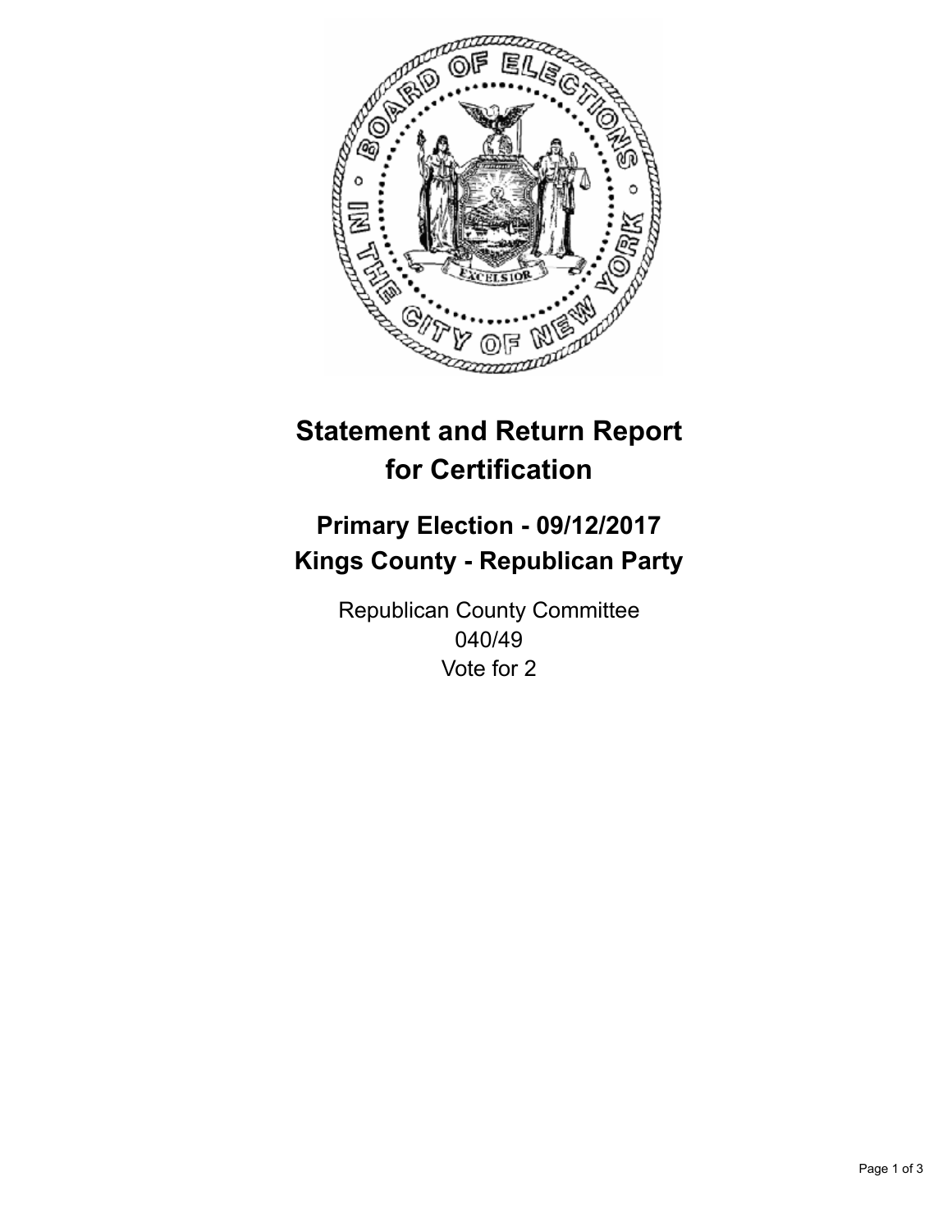# Statement and Return Report for Certification

## Primary Election - 09/12/2017
## Kings County - Republican Party

Republican County Committee
040/49
Vote for 2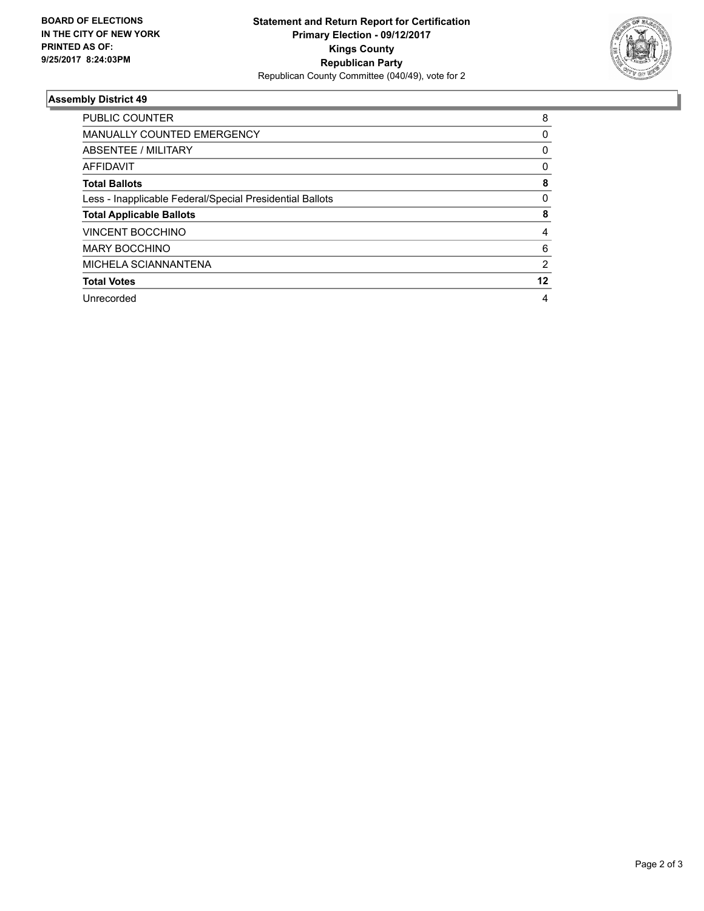**BOARD OF ELECTIONS IN THE CITY OF NEW YORK PRINTED AS OF: 9/25/2017 8:24:03PM**

**Statement and Return Report for Certification**
**Primary Election - 09/12/2017**
**Kings County**
**Republican Party**
Republican County Committee (040/49), vote for 2

### Assembly District 49

| | |
|---|---|
| PUBLIC COUNTER | 8 |
| MANUALLY COUNTED EMERGENCY | 0 |
| ABSENTEE / MILITARY | 0 |
| AFFIDAVIT | 0 |
| **Total Ballots** | **8** |
| Less - Inapplicable Federal/Special Presidential Ballots | 0 |
| **Total Applicable Ballots** | **8** |
| VINCENT BOCCHINO | 4 |
| MARY BOCCHINO | 6 |
| MICHELA SCIANNANTENA | 2 |
| **Total Votes** | **12** |
| Unrecorded | 4 |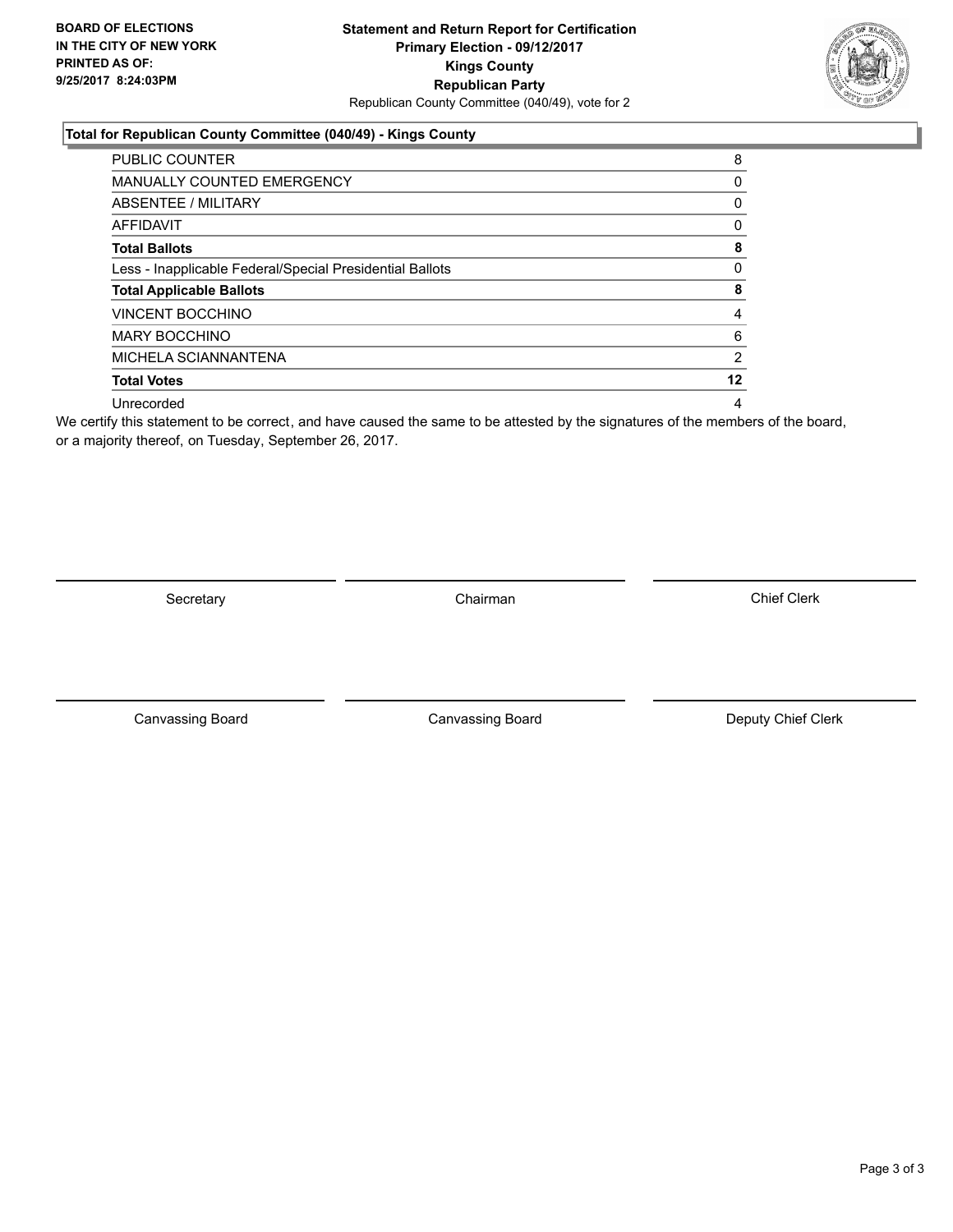**BOARD OF ELECTIONS IN THE CITY OF NEW YORK PRINTED AS OF: 9/25/2017 8:24:03PM**

**Statement and Return Report for Certification**
**Primary Election - 09/12/2017**
**Kings County**
**Republican Party**
Republican County Committee (040/49), vote for 2

### Total for Republican County Committee (040/49) - Kings County

| | |
|---|---|
| PUBLIC COUNTER | 8 |
| MANUALLY COUNTED EMERGENCY | 0 |
| ABSENTEE / MILITARY | 0 |
| AFFIDAVIT | 0 |
| **Total Ballots** | **8** |
| Less - Inapplicable Federal/Special Presidential Ballots | 0 |
| **Total Applicable Ballots** | **8** |
| VINCENT BOCCHINO | 4 |
| MARY BOCCHINO | 6 |
| MICHELA SCIANNANTENA | 2 |
| **Total Votes** | **12** |
| Unrecorded | 4 |

We certify this statement to be correct, and have caused the same to be attested by the signatures of the members of the board, or a majority thereof, on Tuesday, September 26, 2017.

Secretary

Chairman

Chief Clerk

Canvassing Board

Canvassing Board

Deputy Chief Clerk